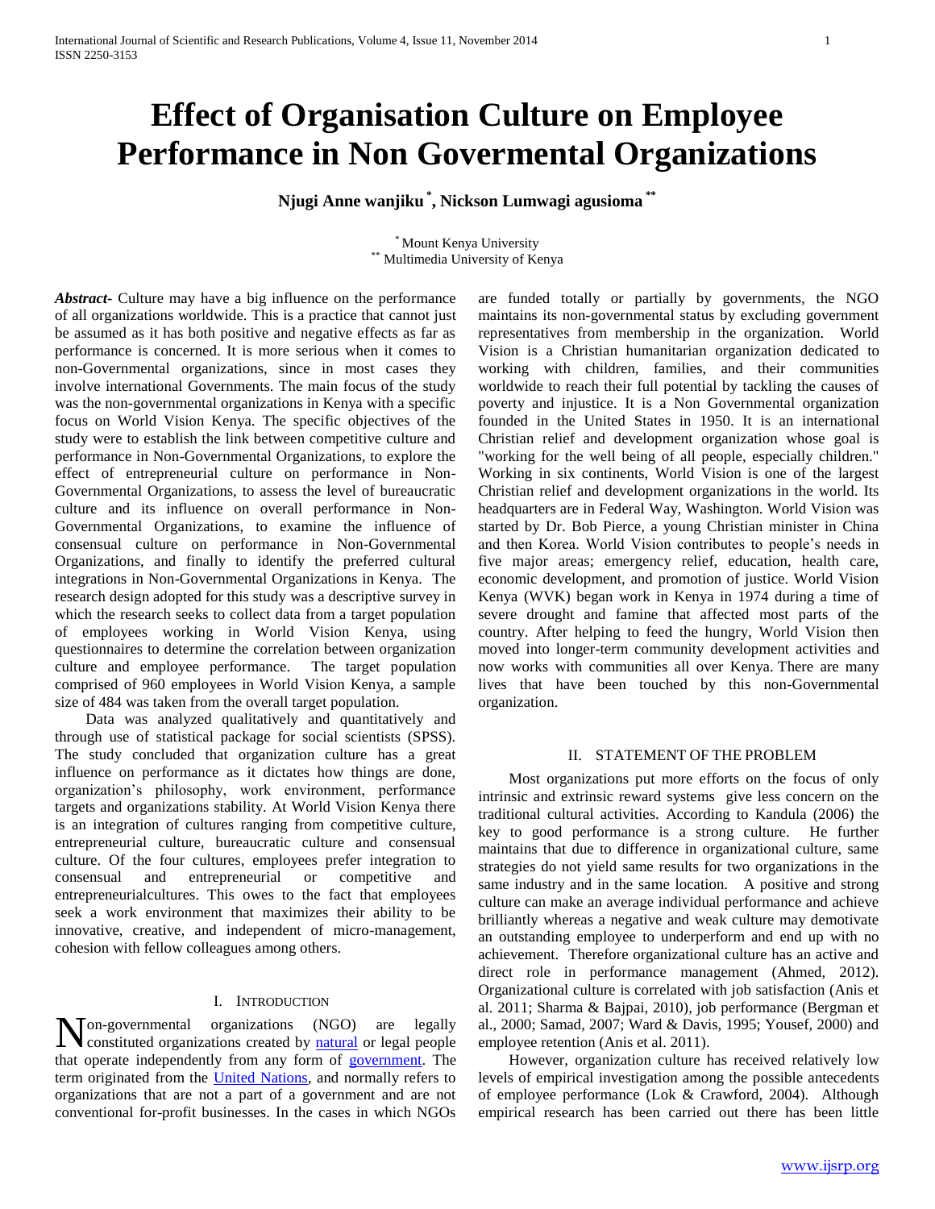# Effect of Organisation Culture on Employee Performance in Non Govermental Organizations

**Njugi Anne wanjiku [*], Nickson Lumwagi agusioma [**]**

[*] Mount Kenya University
[**] Multimedia University of Kenya

***Abstract-*** Culture may have a big influence on the performance of all organizations worldwide. This is a practice that cannot just be assumed as it has both positive and negative effects as far as performance is concerned. It is more serious when it comes to non-Governmental organizations, since in most cases they involve international Governments. The main focus of the study was the non-governmental organizations in Kenya with a specific focus on World Vision Kenya. The specific objectives of the study were to establish the link between competitive culture and performance in Non-Governmental Organizations, to explore the effect of entrepreneurial culture on performance in Non-Governmental Organizations, to assess the level of bureaucratic culture and its influence on overall performance in Non-Governmental Organizations, to examine the influence of consensual culture on performance in Non-Governmental Organizations, and finally to identify the preferred cultural integrations in Non-Governmental Organizations in Kenya. The research design adopted for this study was a descriptive survey in which the research seeks to collect data from a target population of employees working in World Vision Kenya, using questionnaires to determine the correlation between organization culture and employee performance. The target population comprised of 960 employees in World Vision Kenya, a sample size of 484 was taken from the overall target population.

Data was analyzed qualitatively and quantitatively and through use of statistical package for social scientists (SPSS). The study concluded that organization culture has a great influence on performance as it dictates how things are done, organization's philosophy, work environment, performance targets and organizations stability. At World Vision Kenya there is an integration of cultures ranging from competitive culture, entrepreneurial culture, bureaucratic culture and consensual culture. Of the four cultures, employees prefer integration to consensual and entrepreneurial or competitive and entrepreneurialcultures. This owes to the fact that employees seek a work environment that maximizes their ability to be innovative, creative, and independent of micro-management, cohesion with fellow colleagues among others.

## I. Introduction

Non-governmental organizations (NGO) are legally constituted organizations created by natural or legal people that operate independently from any form of government. The term originated from the United Nations, and normally refers to organizations that are not a part of a government and are not conventional for-profit businesses. In the cases in which NGOs are funded totally or partially by governments, the NGO maintains its non-governmental status by excluding government representatives from membership in the organization. World Vision is a Christian humanitarian organization dedicated to working with children, families, and their communities worldwide to reach their full potential by tackling the causes of poverty and injustice. It is a Non Governmental organization founded in the United States in 1950. It is an international Christian relief and development organization whose goal is "working for the well being of all people, especially children." Working in six continents, World Vision is one of the largest Christian relief and development organizations in the world. Its headquarters are in Federal Way, Washington. World Vision was started by Dr. Bob Pierce, a young Christian minister in China and then Korea. World Vision contributes to people's needs in five major areas; emergency relief, education, health care, economic development, and promotion of justice. World Vision Kenya (WVK) began work in Kenya in 1974 during a time of severe drought and famine that affected most parts of the country. After helping to feed the hungry, World Vision then moved into longer-term community development activities and now works with communities all over Kenya. There are many lives that have been touched by this non-Governmental organization.

## II. Statement of the Problem

Most organizations put more efforts on the focus of only intrinsic and extrinsic reward systems give less concern on the traditional cultural activities. According to Kandula (2006) the key to good performance is a strong culture. He further maintains that due to difference in organizational culture, same strategies do not yield same results for two organizations in the same industry and in the same location. A positive and strong culture can make an average individual performance and achieve brilliantly whereas a negative and weak culture may demotivate an outstanding employee to underperform and end up with no achievement. Therefore organizational culture has an active and direct role in performance management (Ahmed, 2012). Organizational culture is correlated with job satisfaction (Anis et al. 2011; Sharma & Bajpai, 2010), job performance (Bergman et al., 2000; Samad, 2007; Ward & Davis, 1995; Yousef, 2000) and employee retention (Anis et al. 2011).

However, organization culture has received relatively low levels of empirical investigation among the possible antecedents of employee performance (Lok & Crawford, 2004). Although empirical research has been carried out there has been little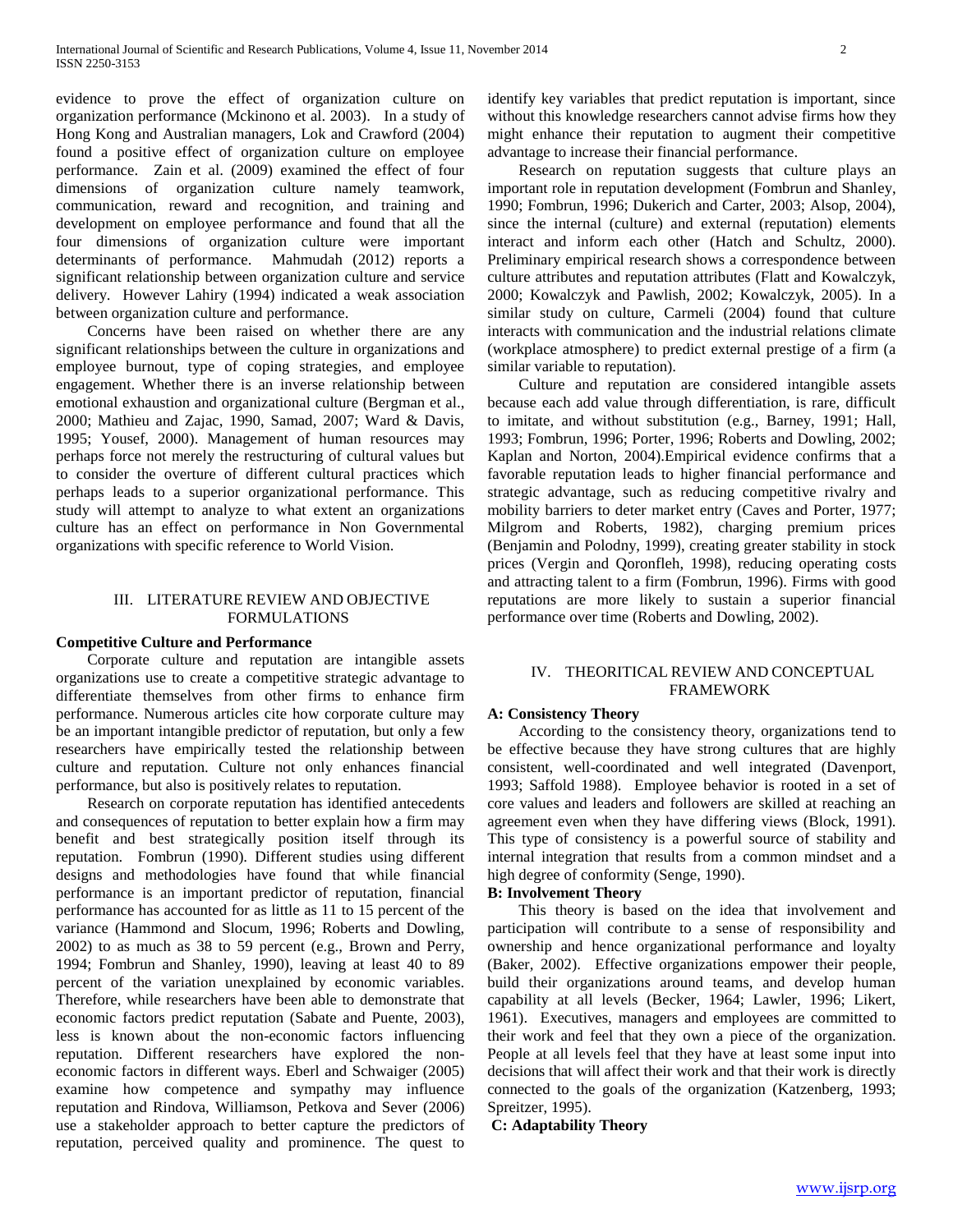evidence to prove the effect of organization culture on organization performance (Mckinono et al. 2003). In a study of Hong Kong and Australian managers, Lok and Crawford (2004) found a positive effect of organization culture on employee performance. Zain et al. (2009) examined the effect of four dimensions of organization culture namely teamwork, communication, reward and recognition, and training and development on employee performance and found that all the four dimensions of organization culture were important determinants of performance. Mahmudah (2012) reports a significant relationship between organization culture and service delivery. However Lahiry (1994) indicated a weak association between organization culture and performance.

Concerns have been raised on whether there are any significant relationships between the culture in organizations and employee burnout, type of coping strategies, and employee engagement. Whether there is an inverse relationship between emotional exhaustion and organizational culture (Bergman et al., 2000; Mathieu and Zajac, 1990, Samad, 2007; Ward & Davis, 1995; Yousef, 2000). Management of human resources may perhaps force not merely the restructuring of cultural values but to consider the overture of different cultural practices which perhaps leads to a superior organizational performance. This study will attempt to analyze to what extent an organizations culture has an effect on performance in Non Governmental organizations with specific reference to World Vision.

## III. LITERATURE REVIEW AND OBJECTIVE FORMULATIONS

**Competitive Culture and Performance**

Corporate culture and reputation are intangible assets organizations use to create a competitive strategic advantage to differentiate themselves from other firms to enhance firm performance. Numerous articles cite how corporate culture may be an important intangible predictor of reputation, but only a few researchers have empirically tested the relationship between culture and reputation. Culture not only enhances financial performance, but also is positively relates to reputation.

Research on corporate reputation has identified antecedents and consequences of reputation to better explain how a firm may benefit and best strategically position itself through its reputation. Fombrun (1990). Different studies using different designs and methodologies have found that while financial performance is an important predictor of reputation, financial performance has accounted for as little as 11 to 15 percent of the variance (Hammond and Slocum, 1996; Roberts and Dowling, 2002) to as much as 38 to 59 percent (e.g., Brown and Perry, 1994; Fombrun and Shanley, 1990), leaving at least 40 to 89 percent of the variation unexplained by economic variables. Therefore, while researchers have been able to demonstrate that economic factors predict reputation (Sabate and Puente, 2003), less is known about the non-economic factors influencing reputation. Different researchers have explored the non-economic factors in different ways. Eberl and Schwaiger (2005) examine how competence and sympathy may influence reputation and Rindova, Williamson, Petkova and Sever (2006) use a stakeholder approach to better capture the predictors of reputation, perceived quality and prominence. The quest to identify key variables that predict reputation is important, since without this knowledge researchers cannot advise firms how they might enhance their reputation to augment their competitive advantage to increase their financial performance.

Research on reputation suggests that culture plays an important role in reputation development (Fombrun and Shanley, 1990; Fombrun, 1996; Dukerich and Carter, 2003; Alsop, 2004), since the internal (culture) and external (reputation) elements interact and inform each other (Hatch and Schultz, 2000). Preliminary empirical research shows a correspondence between culture attributes and reputation attributes (Flatt and Kowalczyk, 2000; Kowalczyk and Pawlish, 2002; Kowalczyk, 2005). In a similar study on culture, Carmeli (2004) found that culture interacts with communication and the industrial relations climate (workplace atmosphere) to predict external prestige of a firm (a similar variable to reputation).

Culture and reputation are considered intangible assets because each add value through differentiation, is rare, difficult to imitate, and without substitution (e.g., Barney, 1991; Hall, 1993; Fombrun, 1996; Porter, 1996; Roberts and Dowling, 2002; Kaplan and Norton, 2004).Empirical evidence confirms that a favorable reputation leads to higher financial performance and strategic advantage, such as reducing competitive rivalry and mobility barriers to deter market entry (Caves and Porter, 1977; Milgrom and Roberts, 1982), charging premium prices (Benjamin and Polodny, 1999), creating greater stability in stock prices (Vergin and Qoronfleh, 1998), reducing operating costs and attracting talent to a firm (Fombrun, 1996). Firms with good reputations are more likely to sustain a superior financial performance over time (Roberts and Dowling, 2002).

## IV. THEORITICAL REVIEW AND CONCEPTUAL FRAMEWORK

**A: Consistency Theory**

According to the consistency theory, organizations tend to be effective because they have strong cultures that are highly consistent, well-coordinated and well integrated (Davenport, 1993; Saffold 1988). Employee behavior is rooted in a set of core values and leaders and followers are skilled at reaching an agreement even when they have differing views (Block, 1991). This type of consistency is a powerful source of stability and internal integration that results from a common mindset and a high degree of conformity (Senge, 1990).

**B: Involvement Theory**

This theory is based on the idea that involvement and participation will contribute to a sense of responsibility and ownership and hence organizational performance and loyalty (Baker, 2002). Effective organizations empower their people, build their organizations around teams, and develop human capability at all levels (Becker, 1964; Lawler, 1996; Likert, 1961). Executives, managers and employees are committed to their work and feel that they own a piece of the organization. People at all levels feel that they have at least some input into decisions that will affect their work and that their work is directly connected to the goals of the organization (Katzenberg, 1993; Spreitzer, 1995).

**C: Adaptability Theory**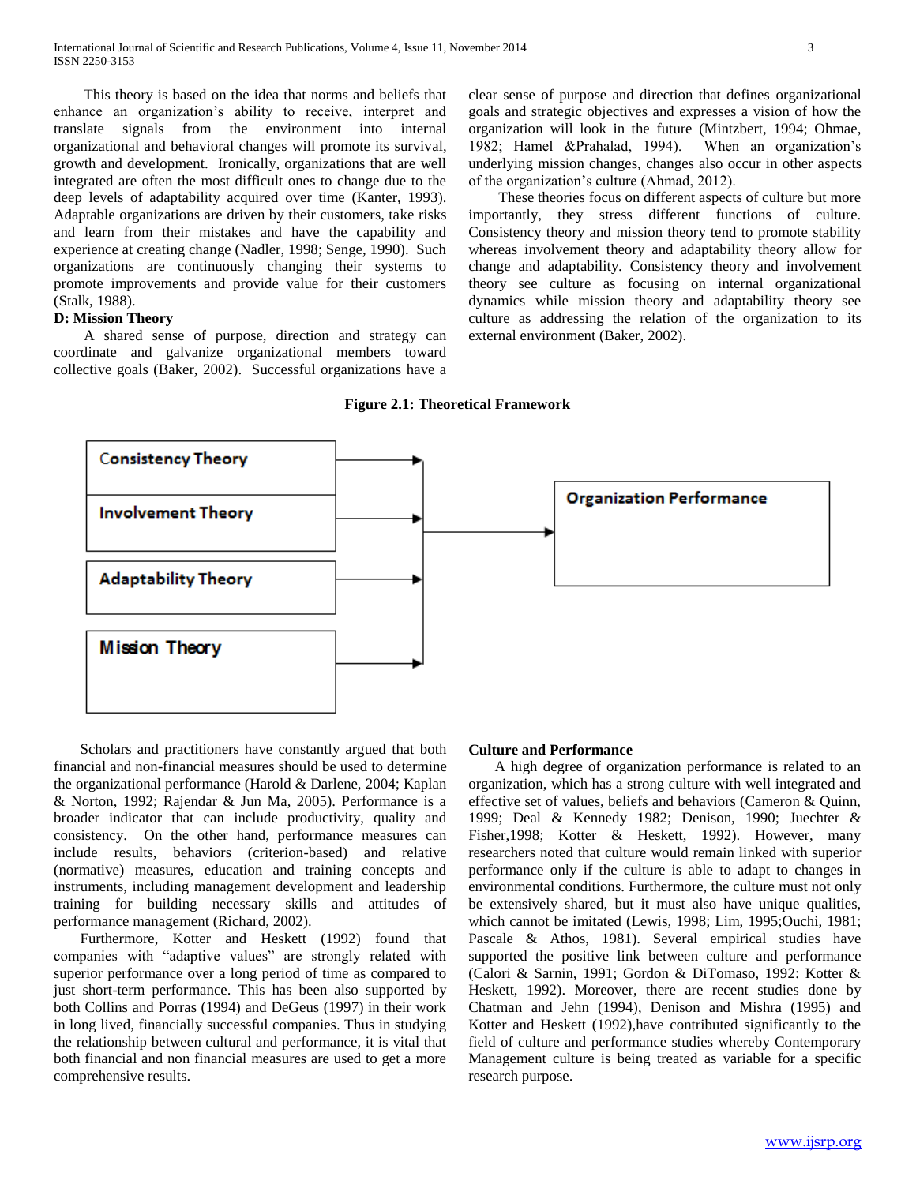This theory is based on the idea that norms and beliefs that enhance an organization's ability to receive, interpret and translate signals from the environment into internal organizational and behavioral changes will promote its survival, growth and development. Ironically, organizations that are well integrated are often the most difficult ones to change due to the deep levels of adaptability acquired over time (Kanter, 1993). Adaptable organizations are driven by their customers, take risks and learn from their mistakes and have the capability and experience at creating change (Nadler, 1998; Senge, 1990). Such organizations are continuously changing their systems to promote improvements and provide value for their customers (Stalk, 1988).

**D: Mission Theory**

A shared sense of purpose, direction and strategy can coordinate and galvanize organizational members toward collective goals (Baker, 2002). Successful organizations have a clear sense of purpose and direction that defines organizational goals and strategic objectives and expresses a vision of how the organization will look in the future (Mintzbert, 1994; Ohmae, 1982; Hamel &Prahalad, 1994). When an organization's underlying mission changes, changes also occur in other aspects of the organization's culture (Ahmad, 2012).

These theories focus on different aspects of culture but more importantly, they stress different functions of culture. Consistency theory and mission theory tend to promote stability whereas involvement theory and adaptability theory allow for change and adaptability. Consistency theory and involvement theory see culture as focusing on internal organizational dynamics while mission theory and adaptability theory see culture as addressing the relation of the organization to its external environment (Baker, 2002).

**Figure 2.1: Theoretical Framework**

Consistency Theory → Organization Performance
Involvement Theory → Organization Performance
Adaptability Theory → Organization Performance
Mission Theory → Organization Performance

Scholars and practitioners have constantly argued that both financial and non-financial measures should be used to determine the organizational performance (Harold & Darlene, 2004; Kaplan & Norton, 1992; Rajendar & Jun Ma, 2005). Performance is a broader indicator that can include productivity, quality and consistency. On the other hand, performance measures can include results, behaviors (criterion-based) and relative (normative) measures, education and training concepts and instruments, including management development and leadership training for building necessary skills and attitudes of performance management (Richard, 2002).

Furthermore, Kotter and Heskett (1992) found that companies with "adaptive values" are strongly related with superior performance over a long period of time as compared to just short-term performance. This has been also supported by both Collins and Porras (1994) and DeGeus (1997) in their work in long lived, financially successful companies. Thus in studying the relationship between cultural and performance, it is vital that both financial and non financial measures are used to get a more comprehensive results.

**Culture and Performance**

A high degree of organization performance is related to an organization, which has a strong culture with well integrated and effective set of values, beliefs and behaviors (Cameron & Quinn, 1999; Deal & Kennedy 1982; Denison, 1990; Juechter & Fisher,1998; Kotter & Heskett, 1992). However, many researchers noted that culture would remain linked with superior performance only if the culture is able to adapt to changes in environmental conditions. Furthermore, the culture must not only be extensively shared, but it must also have unique qualities, which cannot be imitated (Lewis, 1998; Lim, 1995;Ouchi, 1981; Pascale & Athos, 1981). Several empirical studies have supported the positive link between culture and performance (Calori & Sarnin, 1991; Gordon & DiTomaso, 1992: Kotter & Heskett, 1992). Moreover, there are recent studies done by Chatman and Jehn (1994), Denison and Mishra (1995) and Kotter and Heskett (1992),have contributed significantly to the field of culture and performance studies whereby Contemporary Management culture is being treated as variable for a specific research purpose.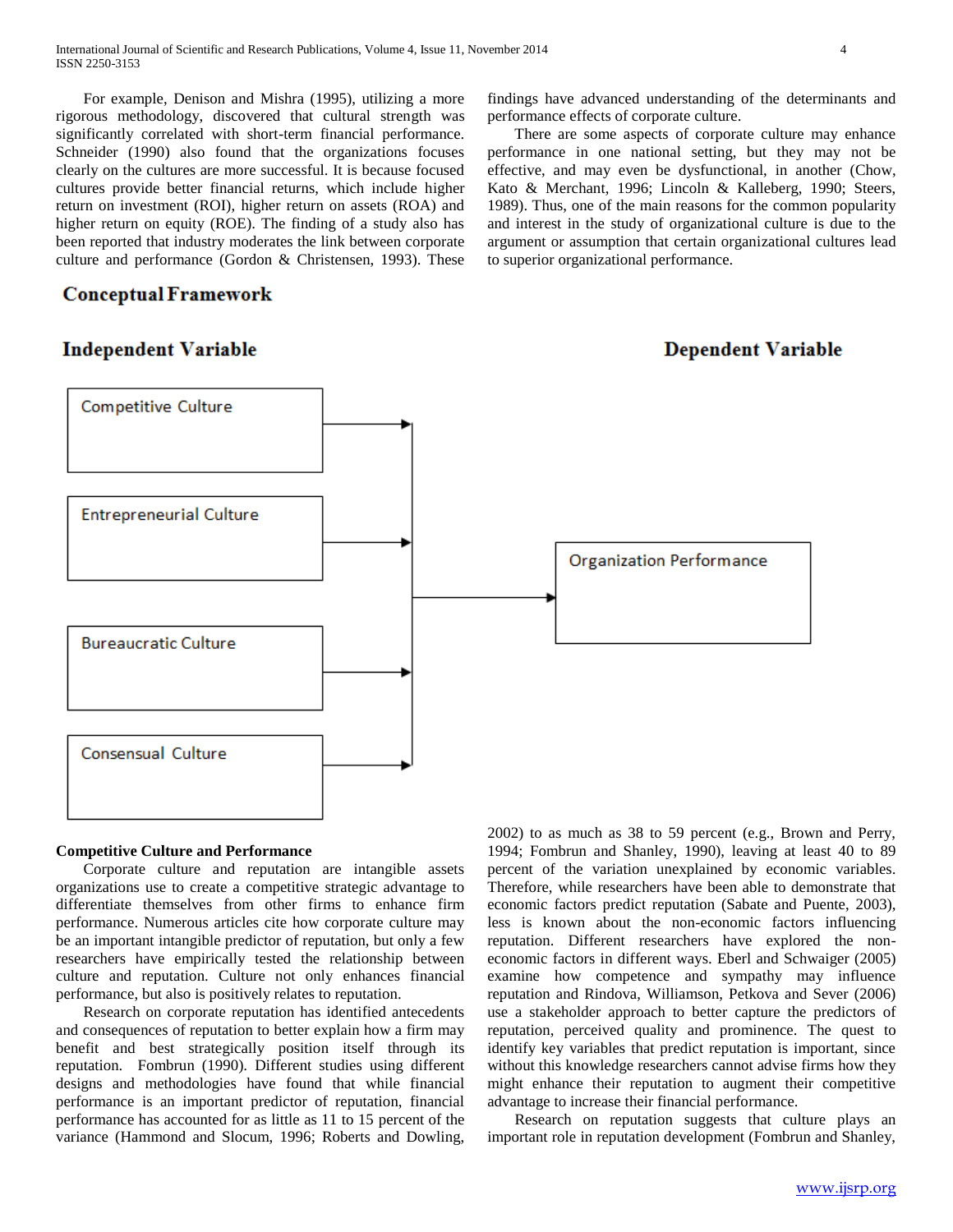For example, Denison and Mishra (1995), utilizing a more rigorous methodology, discovered that cultural strength was significantly correlated with short-term financial performance. Schneider (1990) also found that the organizations focuses clearly on the cultures are more successful. It is because focused cultures provide better financial returns, which include higher return on investment (ROI), higher return on assets (ROA) and higher return on equity (ROE). The finding of a study also has been reported that industry moderates the link between corporate culture and performance (Gordon & Christensen, 1993). These findings have advanced understanding of the determinants and performance effects of corporate culture.

There are some aspects of corporate culture may enhance performance in one national setting, but they may not be effective, and may even be dysfunctional, in another (Chow, Kato & Merchant, 1996; Lincoln & Kalleberg, 1990; Steers, 1989). Thus, one of the main reasons for the common popularity and interest in the study of organizational culture is due to the argument or assumption that certain organizational cultures lead to superior organizational performance.

## Conceptual Framework

**Independent Variable** → **Dependent Variable**

- Competitive Culture
- Entrepreneurial Culture
- Bureaucratic Culture
- Consensual Culture

→ Organization Performance

### Competitive Culture and Performance

Corporate culture and reputation are intangible assets organizations use to create a competitive strategic advantage to differentiate themselves from other firms to enhance firm performance. Numerous articles cite how corporate culture may be an important intangible predictor of reputation, but only a few researchers have empirically tested the relationship between culture and reputation. Culture not only enhances financial performance, but also is positively relates to reputation.

Research on corporate reputation has identified antecedents and consequences of reputation to better explain how a firm may benefit and best strategically position itself through its reputation. Fombrun (1990). Different studies using different designs and methodologies have found that while financial performance is an important predictor of reputation, financial performance has accounted for as little as 11 to 15 percent of the variance (Hammond and Slocum, 1996; Roberts and Dowling, 2002) to as much as 38 to 59 percent (e.g., Brown and Perry, 1994; Fombrun and Shanley, 1990), leaving at least 40 to 89 percent of the variation unexplained by economic variables. Therefore, while researchers have been able to demonstrate that economic factors predict reputation (Sabate and Puente, 2003), less is known about the non-economic factors influencing reputation. Different researchers have explored the non-economic factors in different ways. Eberl and Schwaiger (2005) examine how competence and sympathy may influence reputation and Rindova, Williamson, Petkova and Sever (2006) use a stakeholder approach to better capture the predictors of reputation, perceived quality and prominence. The quest to identify key variables that predict reputation is important, since without this knowledge researchers cannot advise firms how they might enhance their reputation to augment their competitive advantage to increase their financial performance.

Research on reputation suggests that culture plays an important role in reputation development (Fombrun and Shanley,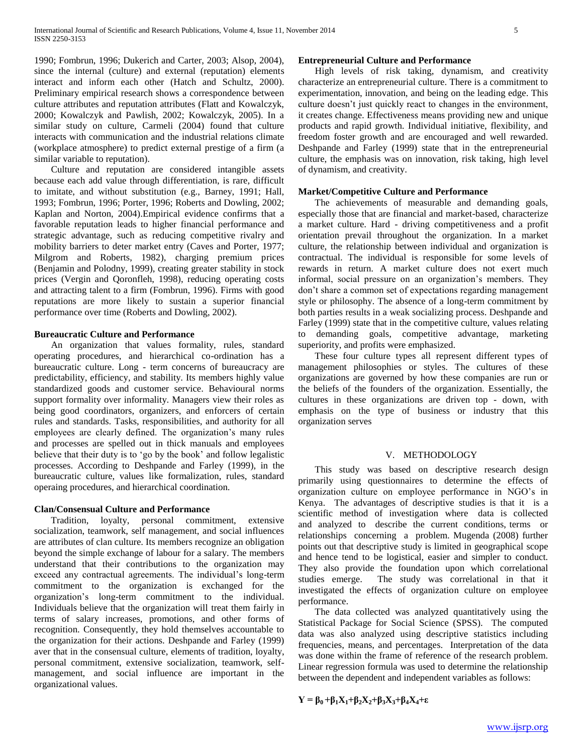1990; Fombrun, 1996; Dukerich and Carter, 2003; Alsop, 2004), since the internal (culture) and external (reputation) elements interact and inform each other (Hatch and Schultz, 2000). Preliminary empirical research shows a correspondence between culture attributes and reputation attributes (Flatt and Kowalczyk, 2000; Kowalczyk and Pawlish, 2002; Kowalczyk, 2005). In a similar study on culture, Carmeli (2004) found that culture interacts with communication and the industrial relations climate (workplace atmosphere) to predict external prestige of a firm (a similar variable to reputation).

Culture and reputation are considered intangible assets because each add value through differentiation, is rare, difficult to imitate, and without substitution (e.g., Barney, 1991; Hall, 1993; Fombrun, 1996; Porter, 1996; Roberts and Dowling, 2002; Kaplan and Norton, 2004).Empirical evidence confirms that a favorable reputation leads to higher financial performance and strategic advantage, such as reducing competitive rivalry and mobility barriers to deter market entry (Caves and Porter, 1977; Milgrom and Roberts, 1982), charging premium prices (Benjamin and Polodny, 1999), creating greater stability in stock prices (Vergin and Qoronfleh, 1998), reducing operating costs and attracting talent to a firm (Fombrun, 1996). Firms with good reputations are more likely to sustain a superior financial performance over time (Roberts and Dowling, 2002).

**Bureaucratic Culture and Performance**

An organization that values formality, rules, standard operating procedures, and hierarchical co-ordination has a bureaucratic culture. Long - term concerns of bureaucracy are predictability, efficiency, and stability. Its members highly value standardized goods and customer service. Behavioural norms support formality over informality. Managers view their roles as being good coordinators, organizers, and enforcers of certain rules and standards. Tasks, responsibilities, and authority for all employees are clearly defined. The organization's many rules and processes are spelled out in thick manuals and employees believe that their duty is to 'go by the book' and follow legalistic processes. According to Deshpande and Farley (1999), in the bureaucratic culture, values like formalization, rules, standard operaing procedures, and hierarchical coordination.

**Clan/Consensual Culture and Performance**

Tradition, loyalty, personal commitment, extensive socialization, teamwork, self management, and social influences are attributes of clan culture. Its members recognize an obligation beyond the simple exchange of labour for a salary. The members understand that their contributions to the organization may exceed any contractual agreements. The individual's long-term commitment to the organization is exchanged for the organization's long-term commitment to the individual. Individuals believe that the organization will treat them fairly in terms of salary increases, promotions, and other forms of recognition. Consequently, they hold themselves accountable to the organization for their actions. Deshpande and Farley (1999) aver that in the consensual culture, elements of tradition, loyalty, personal commitment, extensive socialization, teamwork, self-management, and social influence are important in the organizational values.

**Entrepreneurial Culture and Performance**

High levels of risk taking, dynamism, and creativity characterize an entrepreneurial culture. There is a commitment to experimentation, innovation, and being on the leading edge. This culture doesn't just quickly react to changes in the environment, it creates change. Effectiveness means providing new and unique products and rapid growth. Individual initiative, flexibility, and freedom foster growth and are encouraged and well rewarded. Deshpande and Farley (1999) state that in the entrepreneurial culture, the emphasis was on innovation, risk taking, high level of dynamism, and creativity.

**Market/Competitive Culture and Performance**

The achievements of measurable and demanding goals, especially those that are financial and market-based, characterize a market culture. Hard - driving competitiveness and a profit orientation prevail throughout the organization. In a market culture, the relationship between individual and organization is contractual. The individual is responsible for some levels of rewards in return. A market culture does not exert much informal, social pressure on an organization's members. They don't share a common set of expectations regarding management style or philosophy. The absence of a long-term commitment by both parties results in a weak socializing process. Deshpande and Farley (1999) state that in the competitive culture, values relating to demanding goals, competitive advantage, marketing superiority, and profits were emphasized.

These four culture types all represent different types of management philosophies or styles. The cultures of these organizations are governed by how these companies are run or the beliefs of the founders of the organization. Essentially, the cultures in these organizations are driven top - down, with emphasis on the type of business or industry that this organization serves

## V. METHODOLOGY

This study was based on descriptive research design primarily using questionnaires to determine the effects of organization culture on employee performance in NGO's in Kenya. The advantages of descriptive studies is that it is a scientific method of investigation where data is collected and analyzed to describe the current conditions, terms or relationships concerning a problem. Mugenda (2008) further points out that descriptive study is limited in geographical scope and hence tend to be logistical, easier and simpler to conduct. They also provide the foundation upon which correlational studies emerge. The study was correlational in that it investigated the effects of organization culture on employee performance.

The data collected was analyzed quantitatively using the Statistical Package for Social Science (SPSS). The computed data was also analyzed using descriptive statistics including frequencies, means, and percentages. Interpretation of the data was done within the frame of reference of the research problem. Linear regression formula was used to determine the relationship between the dependent and independent variables as follows:

$$Y = \beta_0 + \beta_1 X_1 + \beta_2 X_2 + \beta_3 X_3 + \beta_4 X_4 + \varepsilon$$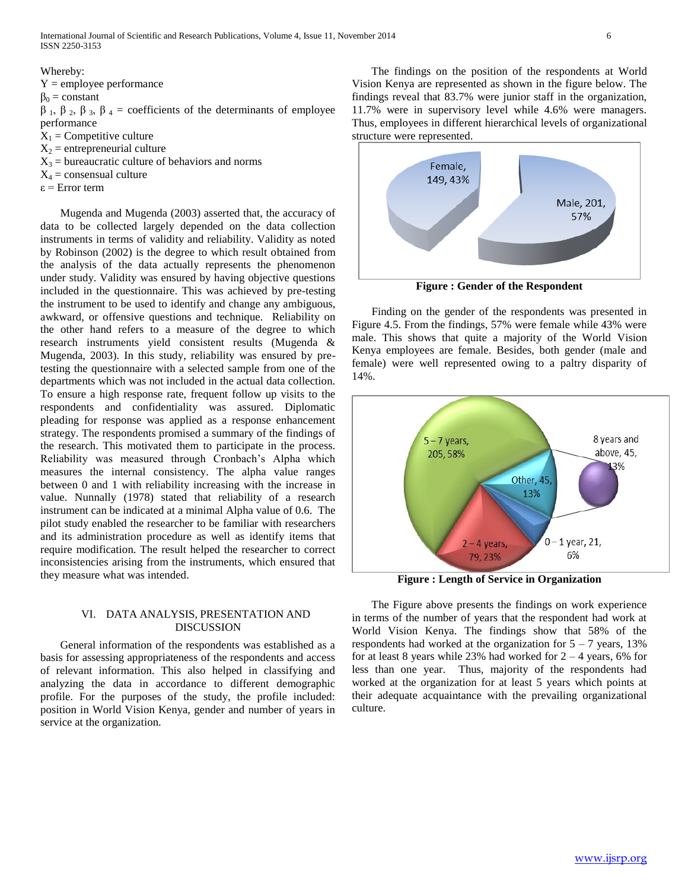Whereby:

Y = employee performance

$\beta_0$ = constant

$\beta_1$, $\beta_2$, $\beta_3$, $\beta_4$ = coefficients of the determinants of employee performance

$X_1$ = Competitive culture

$X_2$ = entrepreneurial culture

$X_3$ = bureaucratic culture of behaviors and norms

$X_4$ = consensual culture

$\varepsilon$ = Error term

Mugenda and Mugenda (2003) asserted that, the accuracy of data to be collected largely depended on the data collection instruments in terms of validity and reliability. Validity as noted by Robinson (2002) is the degree to which result obtained from the analysis of the data actually represents the phenomenon under study. Validity was ensured by having objective questions included in the questionnaire. This was achieved by pre-testing the instrument to be used to identify and change any ambiguous, awkward, or offensive questions and technique. Reliability on the other hand refers to a measure of the degree to which research instruments yield consistent results (Mugenda & Mugenda, 2003). In this study, reliability was ensured by pre-testing the questionnaire with a selected sample from one of the departments which was not included in the actual data collection. To ensure a high response rate, frequent follow up visits to the respondents and confidentiality was assured. Diplomatic pleading for response was applied as a response enhancement strategy. The respondents promised a summary of the findings of the research. This motivated them to participate in the process. Reliability was measured through Cronbach's Alpha which measures the internal consistency. The alpha value ranges between 0 and 1 with reliability increasing with the increase in value. Nunnally (1978) stated that reliability of a research instrument can be indicated at a minimal Alpha value of 0.6. The pilot study enabled the researcher to be familiar with researchers and its administration procedure as well as identify items that require modification. The result helped the researcher to correct inconsistencies arising from the instruments, which ensured that they measure what was intended.

## VI. DATA ANALYSIS, PRESENTATION AND DISCUSSION

General information of the respondents was established as a basis for assessing appropriateness of the respondents and access of relevant information. This also helped in classifying and analyzing the data in accordance to different demographic profile. For the purposes of the study, the profile included: position in World Vision Kenya, gender and number of years in service at the organization.

The findings on the position of the respondents at World Vision Kenya are represented as shown in the figure below. The findings reveal that 83.7% were junior staff in the organization, 11.7% were in supervisory level while 4.6% were managers. Thus, employees in different hierarchical levels of organizational structure were represented.

Female, 149, 43%

Male, 201, 57%

**Figure : Gender of the Respondent**

Finding on the gender of the respondents was presented in Figure 4.5. From the findings, 57% were female while 43% were male. This shows that quite a majority of the World Vision Kenya employees are female. Besides, both gender (male and female) were well represented owing to a paltry disparity of 14%.

5 – 7 years, 205, 58%

8 years and above, 45, 13%

Other, 45, 13%

2 – 4 years, 79, 23%

0 – 1 year, 21, 6%

**Figure : Length of Service in Organization**

The Figure above presents the findings on work experience in terms of the number of years that the respondent had work at World Vision Kenya. The findings show that 58% of the respondents had worked at the organization for 5 – 7 years, 13% for at least 8 years while 23% had worked for 2 – 4 years, 6% for less than one year. Thus, majority of the respondents had worked at the organization for at least 5 years which points at their adequate acquaintance with the prevailing organizational culture.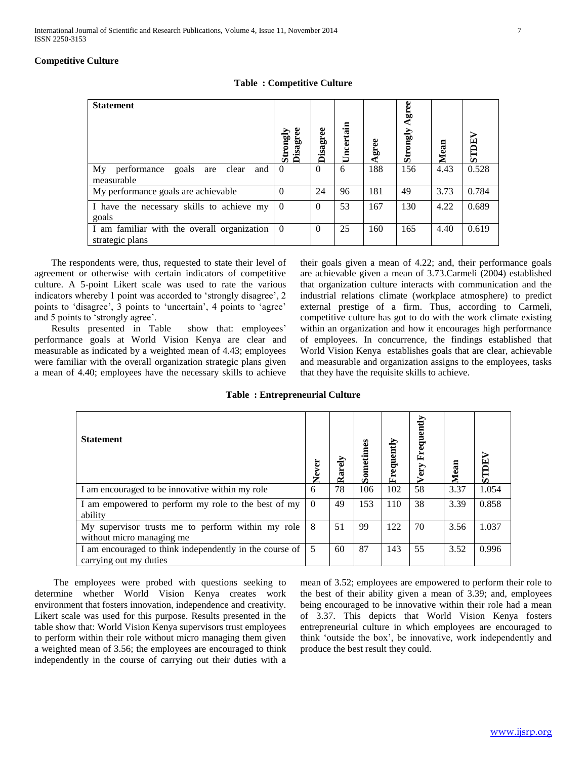## Competitive Culture

**Table : Competitive Culture**

| Statement | Strongly Disagree | Disagree | Uncertain | Agree | Strongly Agree | Mean | STDEV |
|---|---|---|---|---|---|---|---|
| My performance goals are clear and measurable | 0 | 0 | 6 | 188 | 156 | 4.43 | 0.528 |
| My performance goals are achievable | 0 | 24 | 96 | 181 | 49 | 3.73 | 0.784 |
| I have the necessary skills to achieve my goals | 0 | 0 | 53 | 167 | 130 | 4.22 | 0.689 |
| I am familiar with the overall organization strategic plans | 0 | 0 | 25 | 160 | 165 | 4.40 | 0.619 |

The respondents were, thus, requested to state their level of agreement or otherwise with certain indicators of competitive culture. A 5-point Likert scale was used to rate the various indicators whereby 1 point was accorded to 'strongly disagree', 2 points to 'disagree', 3 points to 'uncertain', 4 points to 'agree' and 5 points to 'strongly agree'.

Results presented in Table show that: employees' performance goals at World Vision Kenya are clear and measurable as indicated by a weighted mean of 4.43; employees were familiar with the overall organization strategic plans given a mean of 4.40; employees have the necessary skills to achieve their goals given a mean of 4.22; and, their performance goals are achievable given a mean of 3.73.Carmeli (2004) established that organization culture interacts with communication and the industrial relations climate (workplace atmosphere) to predict external prestige of a firm. Thus, according to Carmeli, competitive culture has got to do with the work climate existing within an organization and how it encourages high performance of employees. In concurrence, the findings established that World Vision Kenya establishes goals that are clear, achievable and measurable and organization assigns to the employees, tasks that they have the requisite skills to achieve.

**Table : Entrepreneurial Culture**

| Statement | Never | Rarely | Sometimes | Frequently | Very Frequently | Mean | STDEV |
|---|---|---|---|---|---|---|---|
| I am encouraged to be innovative within my role | 6 | 78 | 106 | 102 | 58 | 3.37 | 1.054 |
| I am empowered to perform my role to the best of my ability | 0 | 49 | 153 | 110 | 38 | 3.39 | 0.858 |
| My supervisor trusts me to perform within my role without micro managing me | 8 | 51 | 99 | 122 | 70 | 3.56 | 1.037 |
| I am encouraged to think independently in the course of carrying out my duties | 5 | 60 | 87 | 143 | 55 | 3.52 | 0.996 |

The employees were probed with questions seeking to determine whether World Vision Kenya creates work environment that fosters innovation, independence and creativity. Likert scale was used for this purpose. Results presented in the table show that: World Vision Kenya supervisors trust employees to perform within their role without micro managing them given a weighted mean of 3.56; the employees are encouraged to think independently in the course of carrying out their duties with a mean of 3.52; employees are empowered to perform their role to the best of their ability given a mean of 3.39; and, employees being encouraged to be innovative within their role had a mean of 3.37. This depicts that World Vision Kenya fosters entrepreneurial culture in which employees are encouraged to think 'outside the box', be innovative, work independently and produce the best result they could.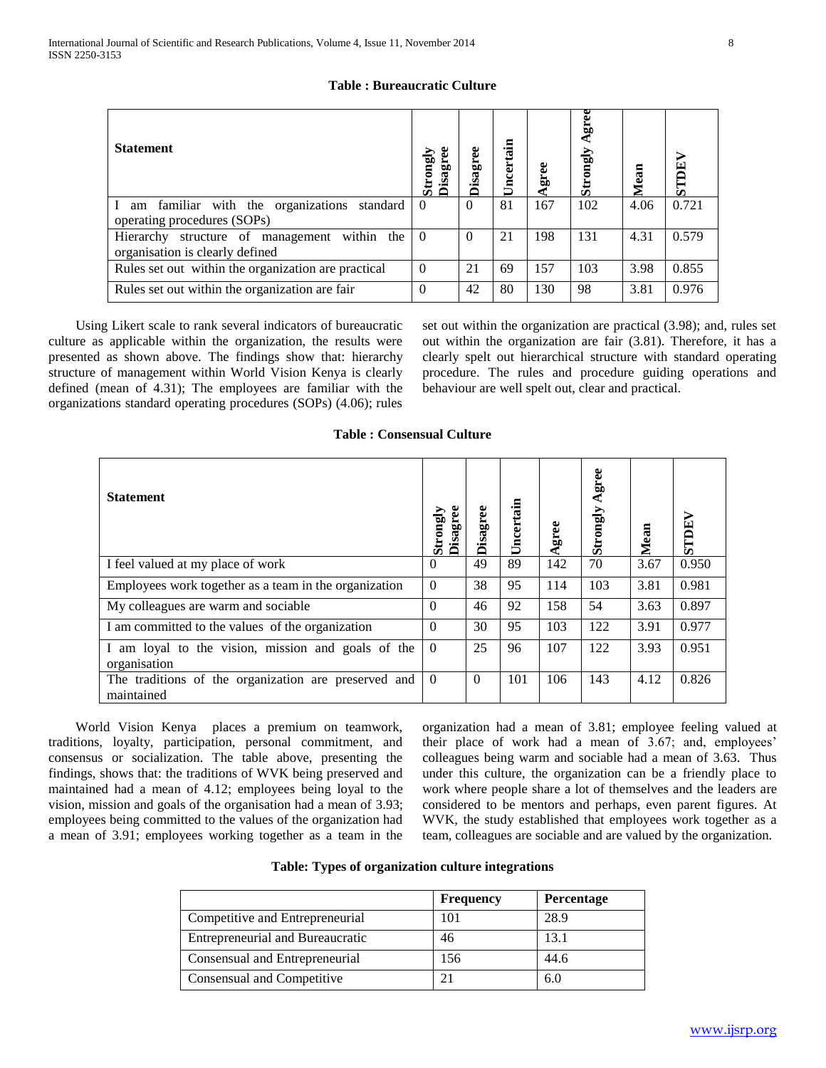**Table : Bureaucratic Culture**

| Statement | Strongly Disagree | Disagree | Uncertain | Agree | Strongly Agree | Mean | STDEV |
|---|---|---|---|---|---|---|---|
| I am familiar with the organizations standard operating procedures (SOPs) | 0 | 0 | 81 | 167 | 102 | 4.06 | 0.721 |
| Hierarchy structure of management within the organisation is clearly defined | 0 | 0 | 21 | 198 | 131 | 4.31 | 0.579 |
| Rules set out within the organization are practical | 0 | 21 | 69 | 157 | 103 | 3.98 | 0.855 |
| Rules set out within the organization are fair | 0 | 42 | 80 | 130 | 98 | 3.81 | 0.976 |

Using Likert scale to rank several indicators of bureaucratic culture as applicable within the organization, the results were presented as shown above. The findings show that: hierarchy structure of management within World Vision Kenya is clearly defined (mean of 4.31); The employees are familiar with the organizations standard operating procedures (SOPs) (4.06); rules set out within the organization are practical (3.98); and, rules set out within the organization are fair (3.81). Therefore, it has a clearly spelt out hierarchical structure with standard operating procedure. The rules and procedure guiding operations and behaviour are well spelt out, clear and practical.

**Table : Consensual Culture**

| Statement | Strongly Disagree | Disagree | Uncertain | Agree | Strongly Agree | Mean | STDEV |
|---|---|---|---|---|---|---|---|
| I feel valued at my place of work | 0 | 49 | 89 | 142 | 70 | 3.67 | 0.950 |
| Employees work together as a team in the organization | 0 | 38 | 95 | 114 | 103 | 3.81 | 0.981 |
| My colleagues are warm and sociable | 0 | 46 | 92 | 158 | 54 | 3.63 | 0.897 |
| I am committed to the values of the organization | 0 | 30 | 95 | 103 | 122 | 3.91 | 0.977 |
| I am loyal to the vision, mission and goals of the organisation | 0 | 25 | 96 | 107 | 122 | 3.93 | 0.951 |
| The traditions of the organization are preserved and maintained | 0 | 0 | 101 | 106 | 143 | 4.12 | 0.826 |

World Vision Kenya places a premium on teamwork, traditions, loyalty, participation, personal commitment, and consensus or socialization. The table above, presenting the findings, shows that: the traditions of WVK being preserved and maintained had a mean of 4.12; employees being loyal to the vision, mission and goals of the organisation had a mean of 3.93; employees being committed to the values of the organization had a mean of 3.91; employees working together as a team in the organization had a mean of 3.81; employee feeling valued at their place of work had a mean of 3.67; and, employees' colleagues being warm and sociable had a mean of 3.63. Thus under this culture, the organization can be a friendly place to work where people share a lot of themselves and the leaders are considered to be mentors and perhaps, even parent figures. At WVK, the study established that employees work together as a team, colleagues are sociable and are valued by the organization.

**Table: Types of organization culture integrations**

| | Frequency | Percentage |
|---|---|---|
| Competitive and Entrepreneurial | 101 | 28.9 |
| Entrepreneurial and Bureaucratic | 46 | 13.1 |
| Consensual and Entrepreneurial | 156 | 44.6 |
| Consensual and Competitive | 21 | 6.0 |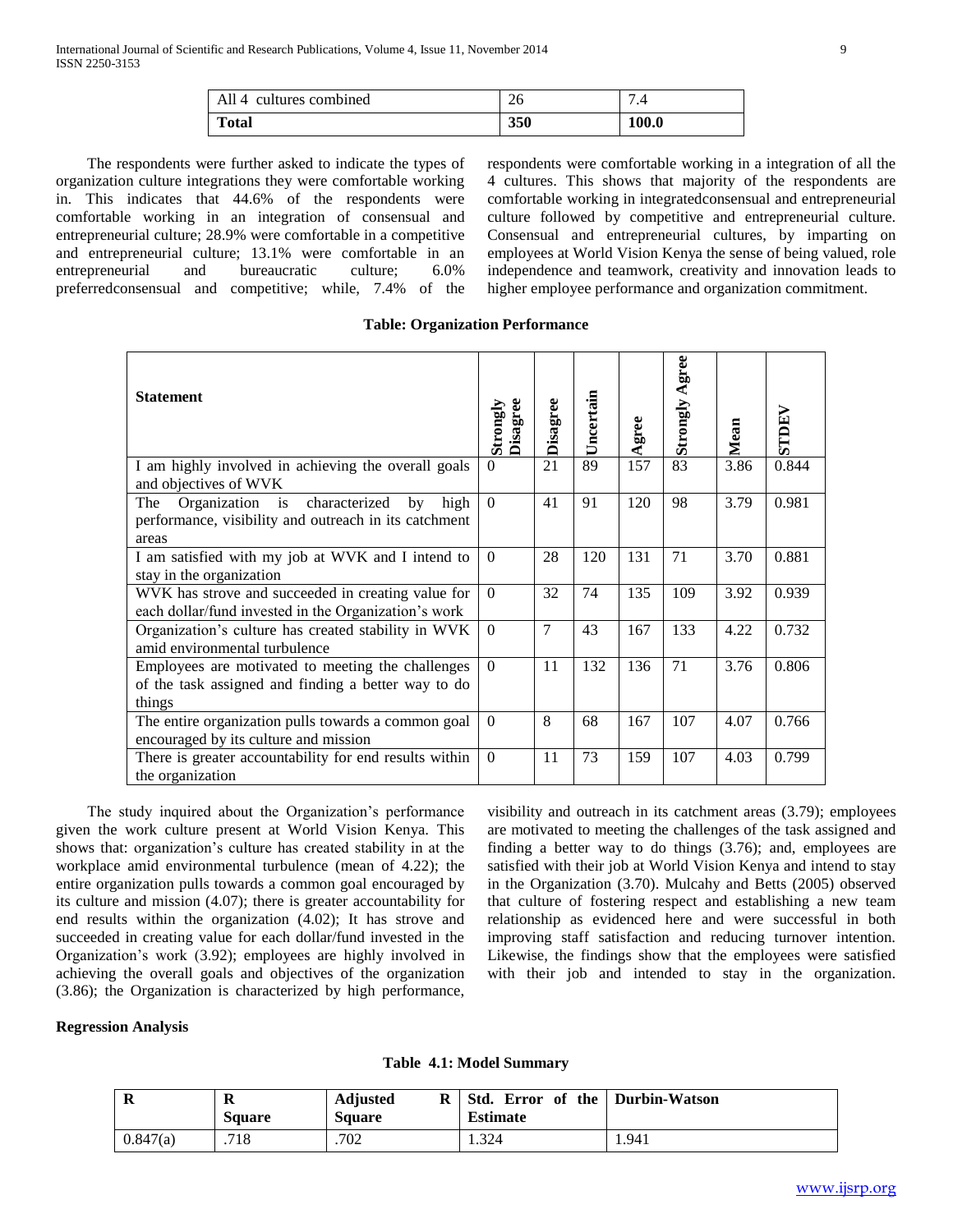| All 4 cultures combined | 26 | 7.4 |
|---|---|---|
| **Total** | **350** | **100.0** |

The respondents were further asked to indicate the types of organization culture integrations they were comfortable working in. This indicates that 44.6% of the respondents were comfortable working in an integration of consensual and entrepreneurial culture; 28.9% were comfortable in a competitive and entrepreneurial culture; 13.1% were comfortable in an entrepreneurial and bureaucratic culture; 6.0% preferredconsensual and competitive; while, 7.4% of the respondents were comfortable working in a integration of all the 4 cultures. This shows that majority of the respondents are comfortable working in integratedconsensual and entrepreneurial culture followed by competitive and entrepreneurial culture. Consensual and entrepreneurial cultures, by imparting on employees at World Vision Kenya the sense of being valued, role independence and teamwork, creativity and innovation leads to higher employee performance and organization commitment.

**Table: Organization Performance**

| Statement | Strongly Disagree | Disagree | Uncertain | Agree | Strongly Agree | Mean | STDEV |
|---|---|---|---|---|---|---|---|
| I am highly involved in achieving the overall goals and objectives of WVK | 0 | 21 | 89 | 157 | 83 | 3.86 | 0.844 |
| The Organization is characterized by high performance, visibility and outreach in its catchment areas | 0 | 41 | 91 | 120 | 98 | 3.79 | 0.981 |
| I am satisfied with my job at WVK and I intend to stay in the organization | 0 | 28 | 120 | 131 | 71 | 3.70 | 0.881 |
| WVK has strove and succeeded in creating value for each dollar/fund invested in the Organization's work | 0 | 32 | 74 | 135 | 109 | 3.92 | 0.939 |
| Organization's culture has created stability in WVK amid environmental turbulence | 0 | 7 | 43 | 167 | 133 | 4.22 | 0.732 |
| Employees are motivated to meeting the challenges of the task assigned and finding a better way to do things | 0 | 11 | 132 | 136 | 71 | 3.76 | 0.806 |
| The entire organization pulls towards a common goal encouraged by its culture and mission | 0 | 8 | 68 | 167 | 107 | 4.07 | 0.766 |
| There is greater accountability for end results within the organization | 0 | 11 | 73 | 159 | 107 | 4.03 | 0.799 |

The study inquired about the Organization's performance given the work culture present at World Vision Kenya. This shows that: organization's culture has created stability in at the workplace amid environmental turbulence (mean of 4.22); the entire organization pulls towards a common goal encouraged by its culture and mission (4.07); there is greater accountability for end results within the organization (4.02); It has strove and succeeded in creating value for each dollar/fund invested in the Organization's work (3.92); employees are highly involved in achieving the overall goals and objectives of the organization (3.86); the Organization is characterized by high performance, visibility and outreach in its catchment areas (3.79); employees are motivated to meeting the challenges of the task assigned and finding a better way to do things (3.76); and, employees are satisfied with their job at World Vision Kenya and intend to stay in the Organization (3.70). Mulcahy and Betts (2005) observed that culture of fostering respect and establishing a new team relationship as evidenced here and were successful in both improving staff satisfaction and reducing turnover intention. Likewise, the findings show that the employees were satisfied with their job and intended to stay in the organization.

**Regression Analysis**

**Table 4.1: Model Summary**

| R | R Square | Adjusted R Square | Std. Error of the Estimate | Durbin-Watson |
|---|---|---|---|---|
| 0.847(a) | .718 | .702 | 1.324 | 1.941 |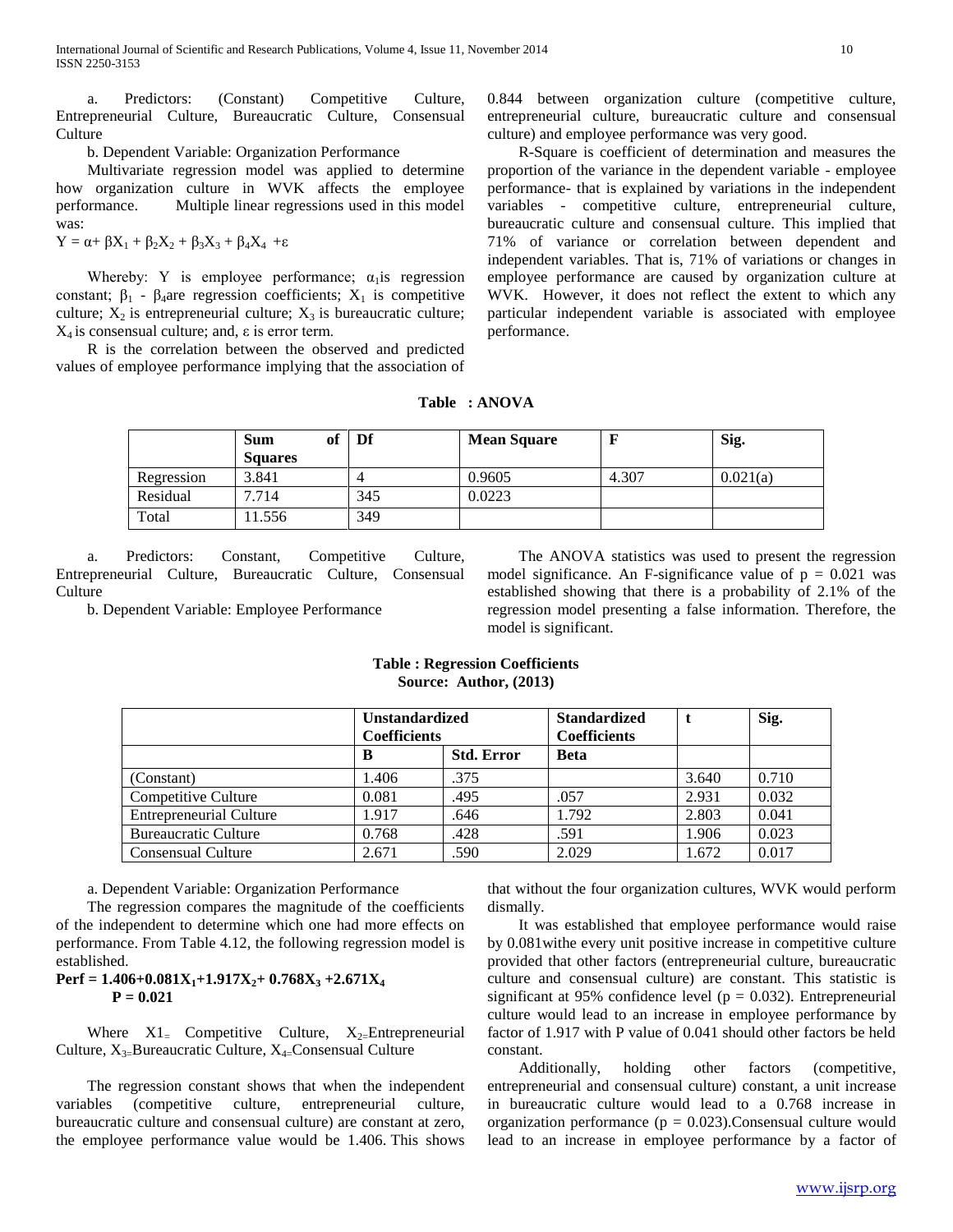a. Predictors: (Constant) Competitive Culture, Entrepreneurial Culture, Bureaucratic Culture, Consensual Culture

b. Dependent Variable: Organization Performance

Multivariate regression model was applied to determine how organization culture in WVK affects the employee performance. Multiple linear regressions used in this model was:

$Y = \alpha + \beta X_1 + \beta_2 X_2 + \beta_3 X_3 + \beta_4 X_4 + \varepsilon$

Whereby: Y is employee performance; $\alpha_1$is regression constant; $\beta_1$ - $\beta_4$are regression coefficients; $X_1$ is competitive culture; $X_2$ is entrepreneurial culture; $X_3$ is bureaucratic culture; $X_4$ is consensual culture; and, ε is error term.

R is the correlation between the observed and predicted values of employee performance implying that the association of 0.844 between organization culture (competitive culture, entrepreneurial culture, bureaucratic culture and consensual culture) and employee performance was very good.

R-Square is coefficient of determination and measures the proportion of the variance in the dependent variable - employee performance- that is explained by variations in the independent variables - competitive culture, entrepreneurial culture, bureaucratic culture and consensual culture. This implied that 71% of variance or correlation between dependent and independent variables. That is, 71% of variations or changes in employee performance are caused by organization culture at WVK. However, it does not reflect the extent to which any particular independent variable is associated with employee performance.

**Table : ANOVA**

| | Sum of Squares | Df | Mean Square | F | Sig. |
|---|---|---|---|---|---|
| Regression | 3.841 | 4 | 0.9605 | 4.307 | 0.021(a) |
| Residual | 7.714 | 345 | 0.0223 | | |
| Total | 11.556 | 349 | | | |

a. Predictors: Constant, Competitive Culture, Entrepreneurial Culture, Bureaucratic Culture, Consensual Culture

b. Dependent Variable: Employee Performance

The ANOVA statistics was used to present the regression model significance. An F-significance value of p = 0.021 was established showing that there is a probability of 2.1% of the regression model presenting a false information. Therefore, the model is significant.

**Table : Regression Coefficients**
**Source: Author, (2013)**

| | Unstandardized Coefficients | | Standardized Coefficients | t | Sig. |
|---|---|---|---|---|---|
| | B | Std. Error | Beta | | |
| (Constant) | 1.406 | .375 | | 3.640 | 0.710 |
| Competitive Culture | 0.081 | .495 | .057 | 2.931 | 0.032 |
| Entrepreneurial Culture | 1.917 | .646 | 1.792 | 2.803 | 0.041 |
| Bureaucratic Culture | 0.768 | .428 | .591 | 1.906 | 0.023 |
| Consensual Culture | 2.671 | .590 | 2.029 | 1.672 | 0.017 |

a. Dependent Variable: Organization Performance

The regression compares the magnitude of the coefficients of the independent to determine which one had more effects on performance. From Table 4.12, the following regression model is established.

$$\mathbf{Perf = 1.406+0.081X_1+1.917X_2+ 0.768X_3 +2.671X_4}$$
$$\mathbf{P = 0.021}$$

Where $X1_=$ Competitive Culture, $X_{2=}$Entrepreneurial Culture, $X_{3=}$Bureaucratic Culture, $X_{4=}$Consensual Culture

The regression constant shows that when the independent variables (competitive culture, entrepreneurial culture, bureaucratic culture and consensual culture) are constant at zero, the employee performance value would be 1.406. This shows that without the four organization cultures, WVK would perform dismally.

It was established that employee performance would raise by 0.081withe every unit positive increase in competitive culture provided that other factors (entrepreneurial culture, bureaucratic culture and consensual culture) are constant. This statistic is significant at 95% confidence level (p = 0.032). Entrepreneurial culture would lead to an increase in employee performance by factor of 1.917 with P value of 0.041 should other factors be held constant.

Additionally, holding other factors (competitive, entrepreneurial and consensual culture) constant, a unit increase in bureaucratic culture would lead to a 0.768 increase in organization performance (p = 0.023).Consensual culture would lead to an increase in employee performance by a factor of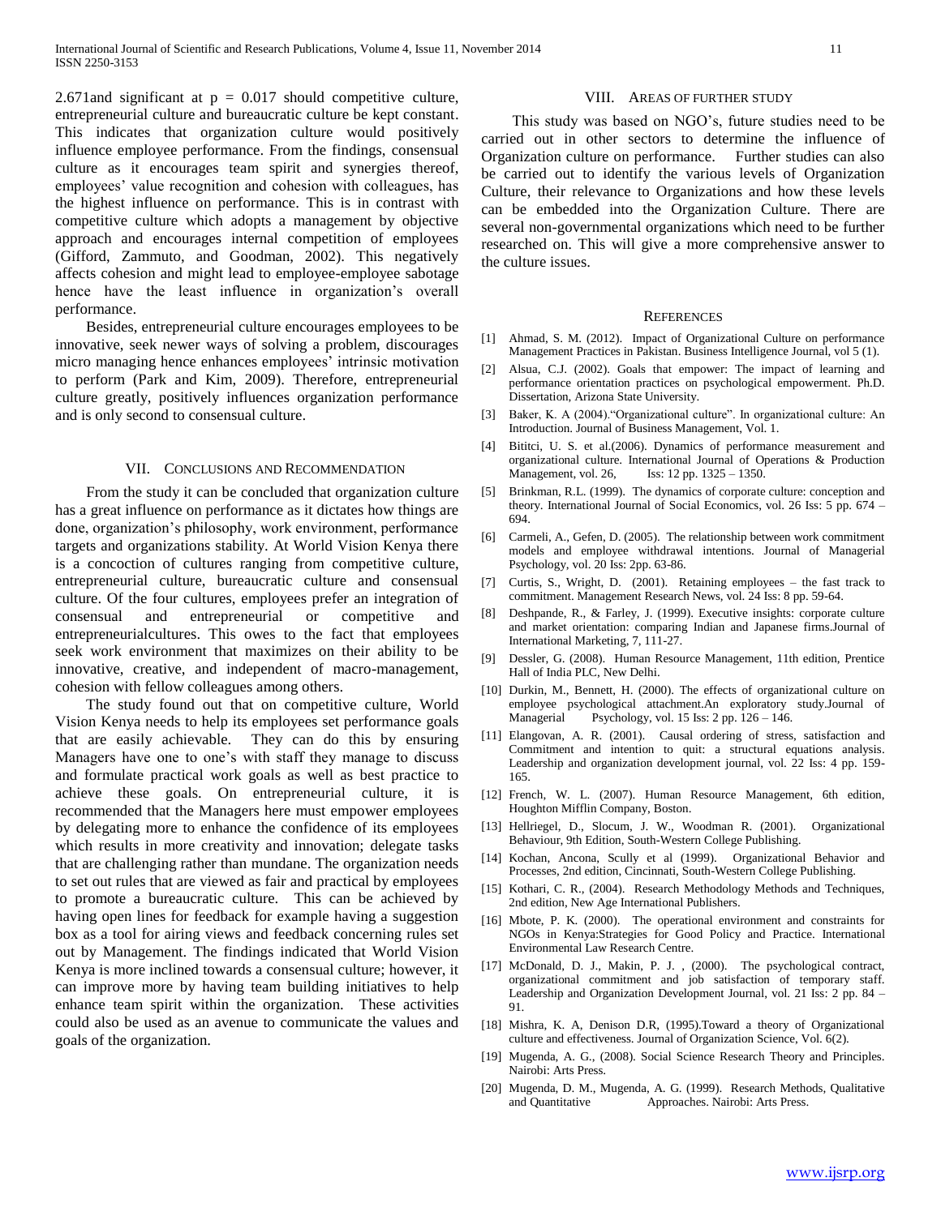2.671and significant at $p = 0.017$ should competitive culture, entrepreneurial culture and bureaucratic culture be kept constant. This indicates that organization culture would positively influence employee performance. From the findings, consensual culture as it encourages team spirit and synergies thereof, employees' value recognition and cohesion with colleagues, has the highest influence on performance. This is in contrast with competitive culture which adopts a management by objective approach and encourages internal competition of employees (Gifford, Zammuto, and Goodman, 2002). This negatively affects cohesion and might lead to employee-employee sabotage hence have the least influence in organization's overall performance.

Besides, entrepreneurial culture encourages employees to be innovative, seek newer ways of solving a problem, discourages micro managing hence enhances employees' intrinsic motivation to perform (Park and Kim, 2009). Therefore, entrepreneurial culture greatly, positively influences organization performance and is only second to consensual culture.

## VII. Conclusions and Recommendation

From the study it can be concluded that organization culture has a great influence on performance as it dictates how things are done, organization's philosophy, work environment, performance targets and organizations stability. At World Vision Kenya there is a concoction of cultures ranging from competitive culture, entrepreneurial culture, bureaucratic culture and consensual culture. Of the four cultures, employees prefer an integration of consensual and entrepreneurial or competitive and entrepreneurialcultures. This owes to the fact that employees seek work environment that maximizes on their ability to be innovative, creative, and independent of macro-management, cohesion with fellow colleagues among others.

The study found out that on competitive culture, World Vision Kenya needs to help its employees set performance goals that are easily achievable. They can do this by ensuring Managers have one to one's with staff they manage to discuss and formulate practical work goals as well as best practice to achieve these goals. On entrepreneurial culture, it is recommended that the Managers here must empower employees by delegating more to enhance the confidence of its employees which results in more creativity and innovation; delegate tasks that are challenging rather than mundane. The organization needs to set out rules that are viewed as fair and practical by employees to promote a bureaucratic culture. This can be achieved by having open lines for feedback for example having a suggestion box as a tool for airing views and feedback concerning rules set out by Management. The findings indicated that World Vision Kenya is more inclined towards a consensual culture; however, it can improve more by having team building initiatives to help enhance team spirit within the organization. These activities could also be used as an avenue to communicate the values and goals of the organization.

## VIII. Areas of Further Study

This study was based on NGO's, future studies need to be carried out in other sectors to determine the influence of Organization culture on performance. Further studies can also be carried out to identify the various levels of Organization Culture, their relevance to Organizations and how these levels can be embedded into the Organization Culture. There are several non-governmental organizations which need to be further researched on. This will give a more comprehensive answer to the culture issues.

## References

[1] Ahmad, S. M. (2012). Impact of Organizational Culture on performance Management Practices in Pakistan. Business Intelligence Journal, vol 5 (1).

[2] Alsua, C.J. (2002). Goals that empower: The impact of learning and performance orientation practices on psychological empowerment. Ph.D. Dissertation, Arizona State University.

[3] Baker, K. A (2004)."Organizational culture". In organizational culture: An Introduction. Journal of Business Management, Vol. 1.

[4] Bititci, U. S. et al.(2006). Dynamics of performance measurement and organizational culture. International Journal of Operations & Production Management, vol. 26, Iss: 12 pp. 1325 – 1350.

[5] Brinkman, R.L. (1999). The dynamics of corporate culture: conception and theory. International Journal of Social Economics, vol. 26 Iss: 5 pp. 674 – 694.

[6] Carmeli, A., Gefen, D. (2005). The relationship between work commitment models and employee withdrawal intentions. Journal of Managerial Psychology, vol. 20 Iss: 2pp. 63-86.

[7] Curtis, S., Wright, D. (2001). Retaining employees – the fast track to commitment. Management Research News, vol. 24 Iss: 8 pp. 59-64.

[8] Deshpande, R., & Farley, J. (1999). Executive insights: corporate culture and market orientation: comparing Indian and Japanese firms.Journal of International Marketing, 7, 111-27.

[9] Dessler, G. (2008). Human Resource Management, 11th edition, Prentice Hall of India PLC, New Delhi.

[10] Durkin, M., Bennett, H. (2000). The effects of organizational culture on employee psychological attachment.An exploratory study.Journal of Managerial Psychology, vol. 15 Iss: 2 pp. 126 – 146.

[11] Elangovan, A. R. (2001). Causal ordering of stress, satisfaction and Commitment and intention to quit: a structural equations analysis. Leadership and organization development journal, vol. 22 Iss: 4 pp. 159-165.

[12] French, W. L. (2007). Human Resource Management, 6th edition, Houghton Mifflin Company, Boston.

[13] Hellriegel, D., Slocum, J. W., Woodman R. (2001). Organizational Behaviour, 9th Edition, South-Western College Publishing.

[14] Kochan, Ancona, Scully et al (1999). Organizational Behavior and Processes, 2nd edition, Cincinnati, South-Western College Publishing.

[15] Kothari, C. R., (2004). Research Methodology Methods and Techniques, 2nd edition, New Age International Publishers.

[16] Mbote, P. K. (2000). The operational environment and constraints for NGOs in Kenya:Strategies for Good Policy and Practice. International Environmental Law Research Centre.

[17] McDonald, D. J., Makin, P. J. , (2000). The psychological contract, organizational commitment and job satisfaction of temporary staff. Leadership and Organization Development Journal, vol. 21 Iss: 2 pp. 84 – 91.

[18] Mishra, K. A, Denison D.R, (1995).Toward a theory of Organizational culture and effectiveness. Journal of Organization Science, Vol. 6(2).

[19] Mugenda, A. G., (2008). Social Science Research Theory and Principles. Nairobi: Arts Press.

[20] Mugenda, D. M., Mugenda, A. G. (1999). Research Methods, Qualitative and Quantitative Approaches. Nairobi: Arts Press.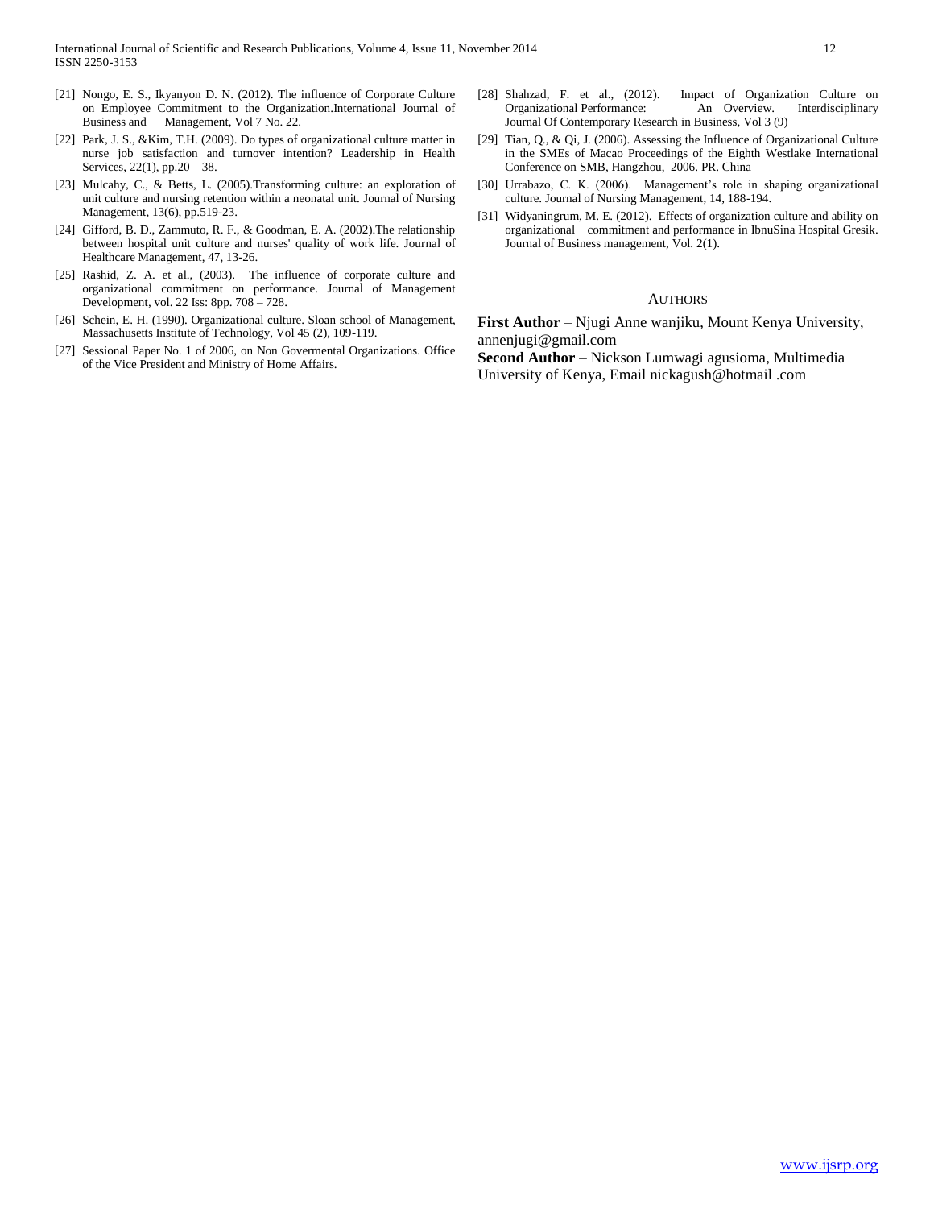[21] Nongo, E. S., Ikyanyon D. N. (2012). The influence of Corporate Culture on Employee Commitment to the Organization.International Journal of Business and Management, Vol 7 No. 22.

[22] Park, J. S., &Kim, T.H. (2009). Do types of organizational culture matter in nurse job satisfaction and turnover intention? Leadership in Health Services, 22(1), pp.20 – 38.

[23] Mulcahy, C., & Betts, L. (2005).Transforming culture: an exploration of unit culture and nursing retention within a neonatal unit. Journal of Nursing Management, 13(6), pp.519-23.

[24] Gifford, B. D., Zammuto, R. F., & Goodman, E. A. (2002).The relationship between hospital unit culture and nurses' quality of work life. Journal of Healthcare Management, 47, 13-26.

[25] Rashid, Z. A. et al., (2003). The influence of corporate culture and organizational commitment on performance. Journal of Management Development, vol. 22 Iss: 8pp. 708 – 728.

[26] Schein, E. H. (1990). Organizational culture. Sloan school of Management, Massachusetts Institute of Technology, Vol 45 (2), 109-119.

[27] Sessional Paper No. 1 of 2006, on Non Govermental Organizations. Office of the Vice President and Ministry of Home Affairs.

[28] Shahzad, F. et al., (2012). Impact of Organization Culture on Organizational Performance: An Overview. Interdisciplinary Journal Of Contemporary Research in Business, Vol 3 (9)

[29] Tian, Q., & Qi, J. (2006). Assessing the Influence of Organizational Culture in the SMEs of Macao Proceedings of the Eighth Westlake International Conference on SMB, Hangzhou, 2006. PR. China

[30] Urrabazo, C. K. (2006). Management's role in shaping organizational culture. Journal of Nursing Management, 14, 188-194.

[31] Widyaningrum, M. E. (2012). Effects of organization culture and ability on organizational commitment and performance in IbnuSina Hospital Gresik. Journal of Business management, Vol. 2(1).

## Authors

**First Author** – Njugi Anne wanjiku, Mount Kenya University, annenjugi@gmail.com

**Second Author** – Nickson Lumwagi agusioma, Multimedia University of Kenya, Email nickagush@hotmail .com